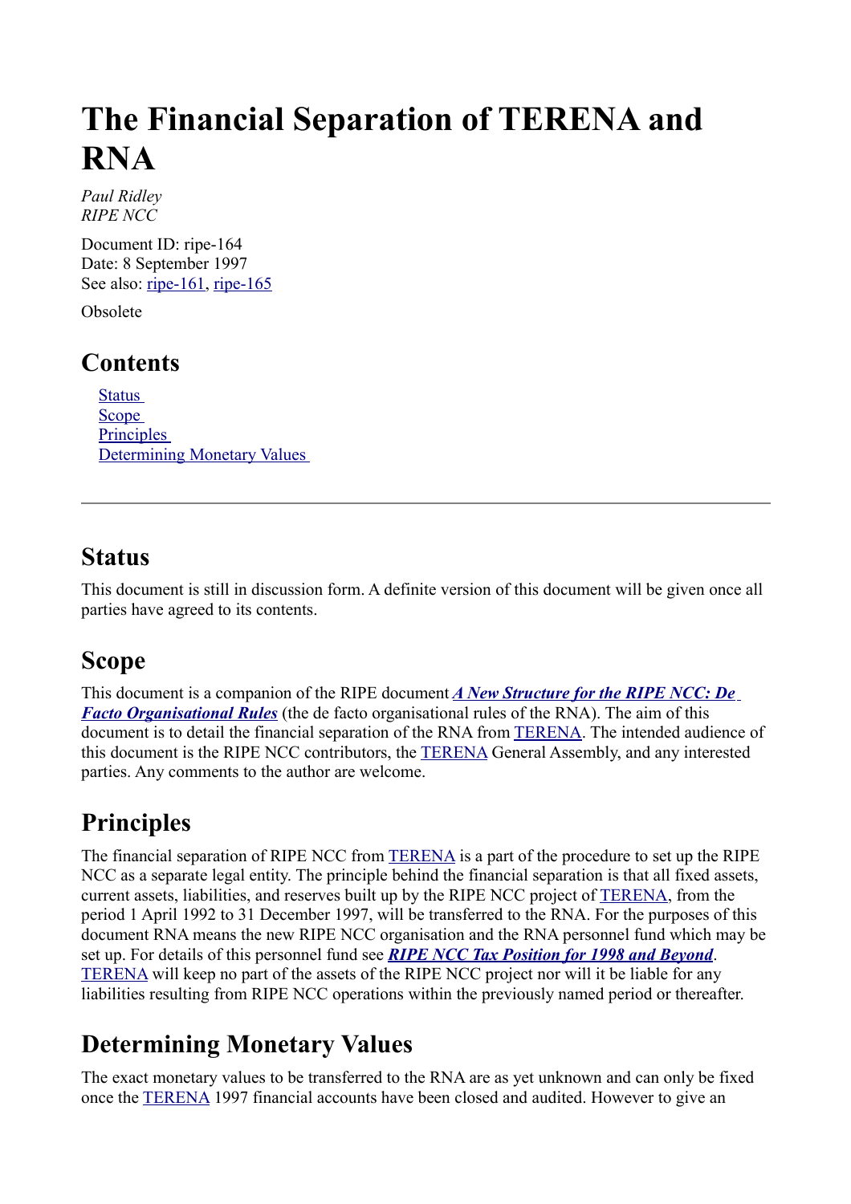# The Financial Separation of TERENA and RNA

*Paul Ridley*
*RIPE NCC*

Document ID: ripe-164
Date: 8 September 1997
See also: ripe-161, ripe-165

Obsolete

## Contents

- Status
- Scope
- Principles
- Determining Monetary Values

---

## Status

This document is still in discussion form. A definite version of this document will be given once all parties have agreed to its contents.

## Scope

This document is a companion of the RIPE document ***A New Structure for the RIPE NCC: De Facto Organisational Rules*** (the de facto organisational rules of the RNA). The aim of this document is to detail the financial separation of the RNA from TERENA. The intended audience of this document is the RIPE NCC contributors, the TERENA General Assembly, and any interested parties. Any comments to the author are welcome.

## Principles

The financial separation of RIPE NCC from TERENA is a part of the procedure to set up the RIPE NCC as a separate legal entity. The principle behind the financial separation is that all fixed assets, current assets, liabilities, and reserves built up by the RIPE NCC project of TERENA, from the period 1 April 1992 to 31 December 1997, will be transferred to the RNA. For the purposes of this document RNA means the new RIPE NCC organisation and the RNA personnel fund which may be set up. For details of this personnel fund see ***RIPE NCC Tax Position for 1998 and Beyond***. TERENA will keep no part of the assets of the RIPE NCC project nor will it be liable for any liabilities resulting from RIPE NCC operations within the previously named period or thereafter.

## Determining Monetary Values

The exact monetary values to be transferred to the RNA are as yet unknown and can only be fixed once the TERENA 1997 financial accounts have been closed and audited. However to give an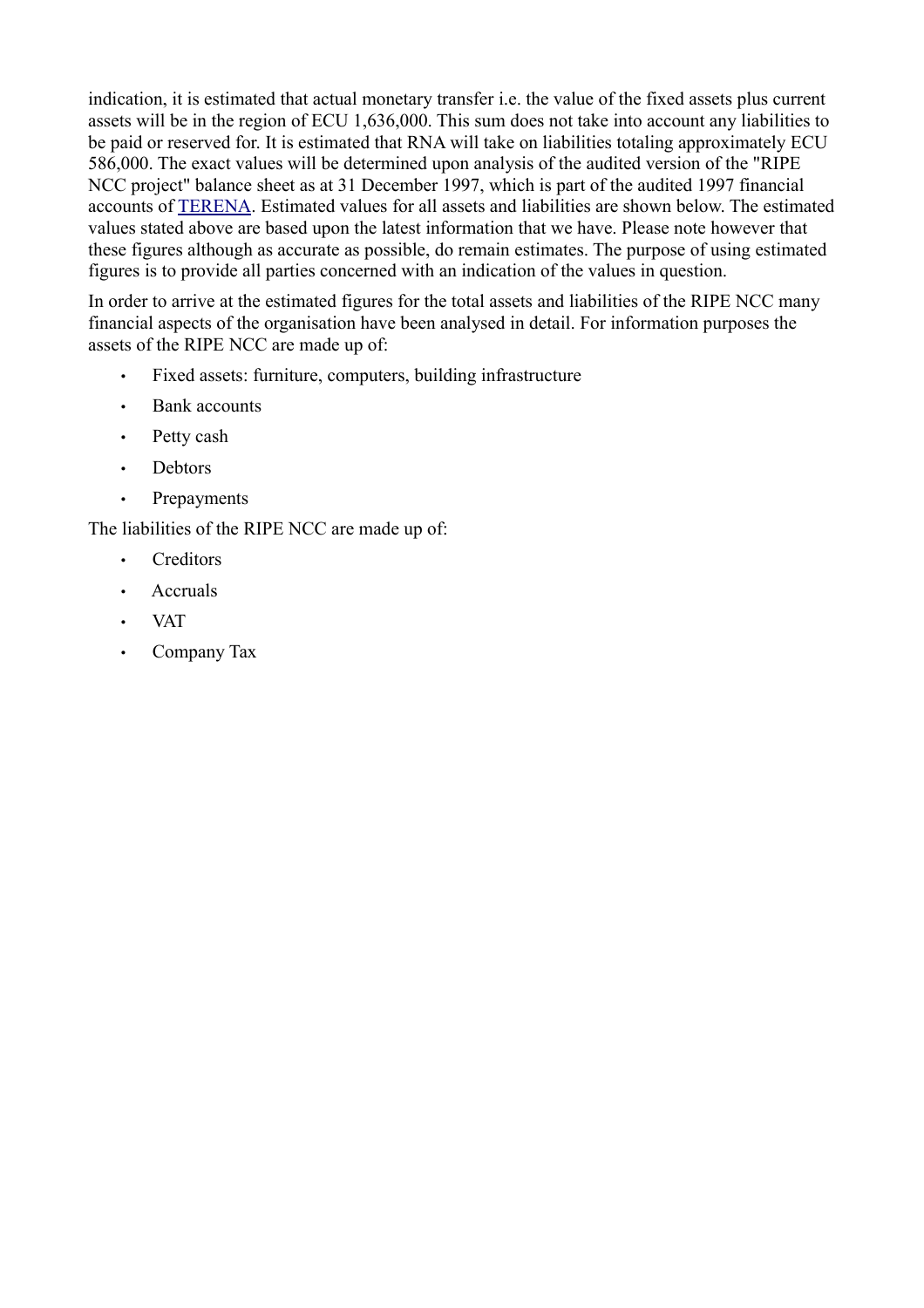indication, it is estimated that actual monetary transfer i.e. the value of the fixed assets plus current assets will be in the region of ECU 1,636,000. This sum does not take into account any liabilities to be paid or reserved for. It is estimated that RNA will take on liabilities totaling approximately ECU 586,000. The exact values will be determined upon analysis of the audited version of the "RIPE NCC project" balance sheet as at 31 December 1997, which is part of the audited 1997 financial accounts of TERENA. Estimated values for all assets and liabilities are shown below. The estimated values stated above are based upon the latest information that we have. Please note however that these figures although as accurate as possible, do remain estimates. The purpose of using estimated figures is to provide all parties concerned with an indication of the values in question.

In order to arrive at the estimated figures for the total assets and liabilities of the RIPE NCC many financial aspects of the organisation have been analysed in detail. For information purposes the assets of the RIPE NCC are made up of:

- Fixed assets: furniture, computers, building infrastructure
- Bank accounts
- Petty cash
- Debtors
- Prepayments

The liabilities of the RIPE NCC are made up of:

- Creditors
- Accruals
- VAT
- Company Tax